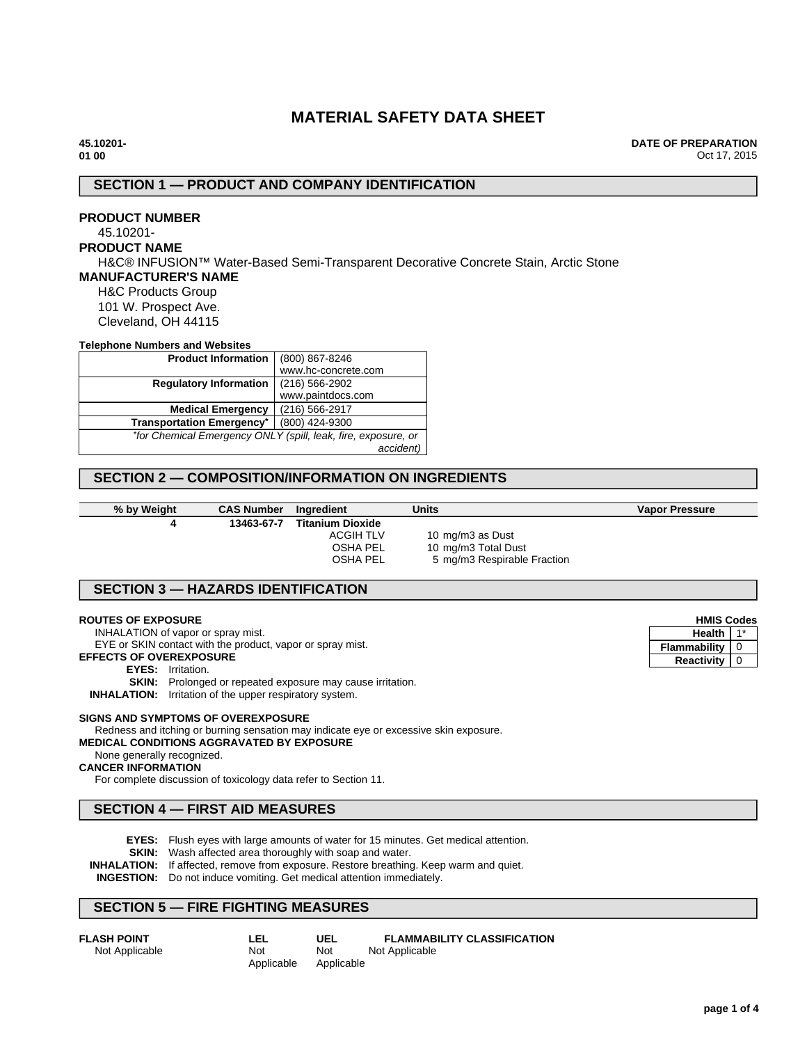# MATERIAL SAFETY DATA SHEET

**45.10201-01 00**

**DATE OF PREPARATION**
Oct 17, 2015

## SECTION 1 — PRODUCT AND COMPANY IDENTIFICATION

**PRODUCT NUMBER**
45.10201-

**PRODUCT NAME**
H&C® INFUSION™ Water-Based Semi-Transparent Decorative Concrete Stain, Arctic Stone

**MANUFACTURER'S NAME**
H&C Products Group
101 W. Prospect Ave.
Cleveland, OH 44115

**Telephone Numbers and Websites**

| | |
|---|---|
| **Product Information** | (800) 867-8246<br>www.hc-concrete.com |
| **Regulatory Information** | (216) 566-2902<br>www.paintdocs.com |
| **Medical Emergency** | (216) 566-2917 |
| **Transportation Emergency*** | (800) 424-9300 |
| *\*for Chemical Emergency ONLY (spill, leak, fire, exposure, or accident)* | |

## SECTION 2 — COMPOSITION/INFORMATION ON INGREDIENTS

| % by Weight | CAS Number | Ingredient | Units | Vapor Pressure |
|---|---|---|---|---|
| 4 | 13463-67-7 | **Titanium Dioxide** | | |
| | | ACGIH TLV | 10 mg/m3 as Dust | |
| | | OSHA PEL | 10 mg/m3 Total Dust | |
| | | OSHA PEL | 5 mg/m3 Respirable Fraction | |

## SECTION 3 — HAZARDS IDENTIFICATION

| HMIS Codes | |
|---|---|
| **Health** | 1* |
| **Flammability** | 0 |
| **Reactivity** | 0 |

**ROUTES OF EXPOSURE**
INHALATION of vapor or spray mist.
EYE or SKIN contact with the product, vapor or spray mist.

**EFFECTS OF OVEREXPOSURE**
**EYES:** Irritation.
**SKIN:** Prolonged or repeated exposure may cause irritation.
**INHALATION:** Irritation of the upper respiratory system.

**SIGNS AND SYMPTOMS OF OVEREXPOSURE**
Redness and itching or burning sensation may indicate eye or excessive skin exposure.

**MEDICAL CONDITIONS AGGRAVATED BY EXPOSURE**
None generally recognized.

**CANCER INFORMATION**
For complete discussion of toxicology data refer to Section 11.

## SECTION 4 — FIRST AID MEASURES

**EYES:** Flush eyes with large amounts of water for 15 minutes. Get medical attention.
**SKIN:** Wash affected area thoroughly with soap and water.
**INHALATION:** If affected, remove from exposure. Restore breathing. Keep warm and quiet.
**INGESTION:** Do not induce vomiting. Get medical attention immediately.

## SECTION 5 — FIRE FIGHTING MEASURES

| FLASH POINT | LEL | UEL | FLAMMABILITY CLASSIFICATION |
|---|---|---|---|
| Not Applicable | Not Applicable | Not Applicable | Not Applicable |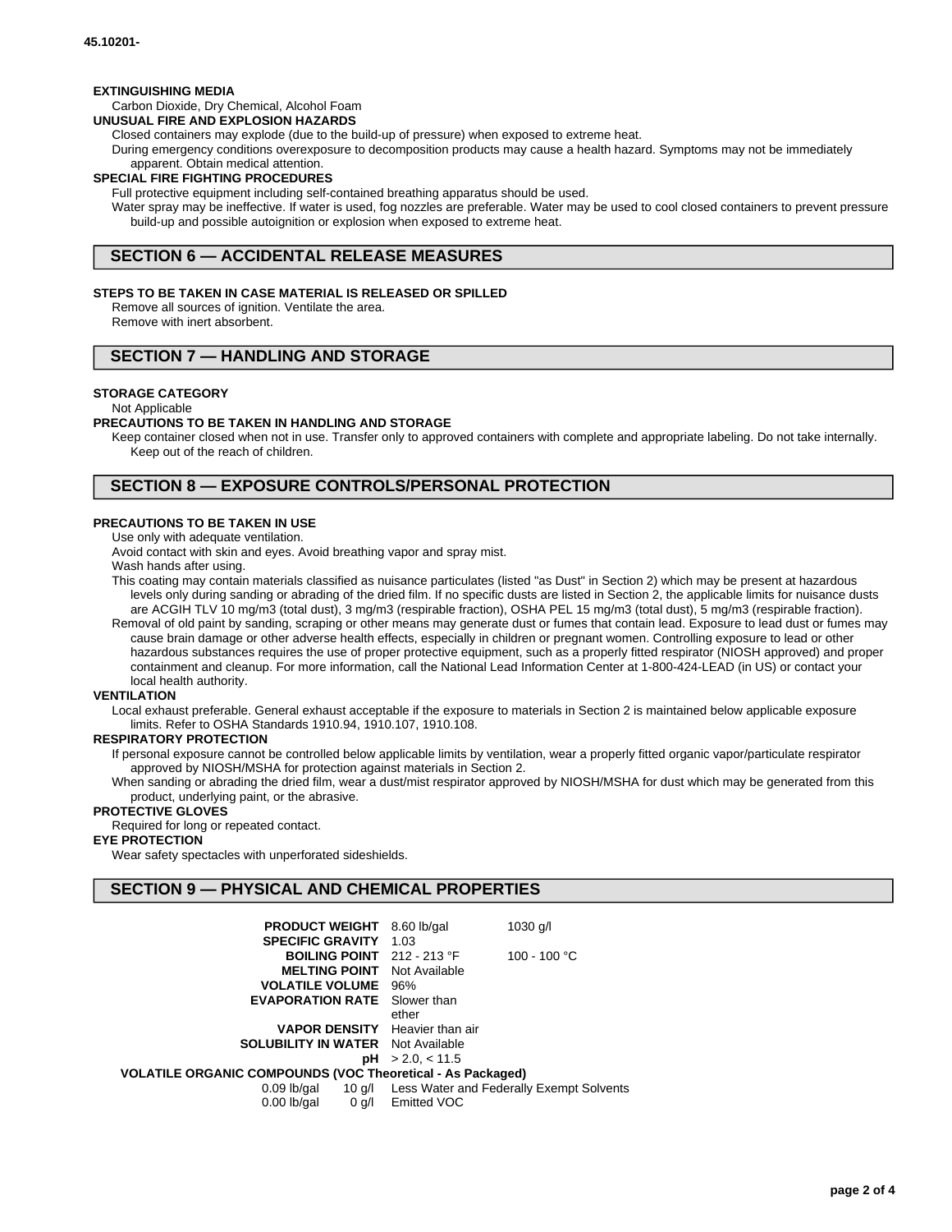**EXTINGUISHING MEDIA**

Carbon Dioxide, Dry Chemical, Alcohol Foam

**UNUSUAL FIRE AND EXPLOSION HAZARDS**

Closed containers may explode (due to the build-up of pressure) when exposed to extreme heat.

During emergency conditions overexposure to decomposition products may cause a health hazard. Symptoms may not be immediately apparent. Obtain medical attention.

**SPECIAL FIRE FIGHTING PROCEDURES**

Full protective equipment including self-contained breathing apparatus should be used.

Water spray may be ineffective. If water is used, fog nozzles are preferable. Water may be used to cool closed containers to prevent pressure build-up and possible autoignition or explosion when exposed to extreme heat.

## SECTION 6 — ACCIDENTAL RELEASE MEASURES

**STEPS TO BE TAKEN IN CASE MATERIAL IS RELEASED OR SPILLED**

Remove all sources of ignition. Ventilate the area.

Remove with inert absorbent.

## SECTION 7 — HANDLING AND STORAGE

**STORAGE CATEGORY**

Not Applicable

**PRECAUTIONS TO BE TAKEN IN HANDLING AND STORAGE**

Keep container closed when not in use. Transfer only to approved containers with complete and appropriate labeling. Do not take internally. Keep out of the reach of children.

## SECTION 8 — EXPOSURE CONTROLS/PERSONAL PROTECTION

**PRECAUTIONS TO BE TAKEN IN USE**

Use only with adequate ventilation.

Avoid contact with skin and eyes. Avoid breathing vapor and spray mist.

Wash hands after using.

This coating may contain materials classified as nuisance particulates (listed "as Dust" in Section 2) which may be present at hazardous levels only during sanding or abrading of the dried film. If no specific dusts are listed in Section 2, the applicable limits for nuisance dusts are ACGIH TLV 10 mg/m3 (total dust), 3 mg/m3 (respirable fraction), OSHA PEL 15 mg/m3 (total dust), 5 mg/m3 (respirable fraction).

Removal of old paint by sanding, scraping or other means may generate dust or fumes that contain lead. Exposure to lead dust or fumes may cause brain damage or other adverse health effects, especially in children or pregnant women. Controlling exposure to lead or other hazardous substances requires the use of proper protective equipment, such as a properly fitted respirator (NIOSH approved) and proper containment and cleanup. For more information, call the National Lead Information Center at 1-800-424-LEAD (in US) or contact your local health authority.

**VENTILATION**

Local exhaust preferable. General exhaust acceptable if the exposure to materials in Section 2 is maintained below applicable exposure limits. Refer to OSHA Standards 1910.94, 1910.107, 1910.108.

**RESPIRATORY PROTECTION**

If personal exposure cannot be controlled below applicable limits by ventilation, wear a properly fitted organic vapor/particulate respirator approved by NIOSH/MSHA for protection against materials in Section 2.

When sanding or abrading the dried film, wear a dust/mist respirator approved by NIOSH/MSHA for dust which may be generated from this product, underlying paint, or the abrasive.

**PROTECTIVE GLOVES**

Required for long or repeated contact.

**EYE PROTECTION**

Wear safety spectacles with unperforated sideshields.

## SECTION 9 — PHYSICAL AND CHEMICAL PROPERTIES

| | | |
|---|---|---|
| **PRODUCT WEIGHT** | 8.60 lb/gal | 1030 g/l |
| **SPECIFIC GRAVITY** | 1.03 | |
| **BOILING POINT** | 212 - 213 °F | 100 - 100 °C |
| **MELTING POINT** | Not Available | |
| **VOLATILE VOLUME** | 96% | |
| **EVAPORATION RATE** | Slower than ether | |
| **VAPOR DENSITY** | Heavier than air | |
| **SOLUBILITY IN WATER** | Not Available | |
| **pH** | > 2.0, < 11.5 | |

**VOLATILE ORGANIC COMPOUNDS (VOC Theoretical - As Packaged)**

| | | |
|---|---|---|
| 0.09 lb/gal | 10 g/l | Less Water and Federally Exempt Solvents |
| 0.00 lb/gal | 0 g/l | Emitted VOC |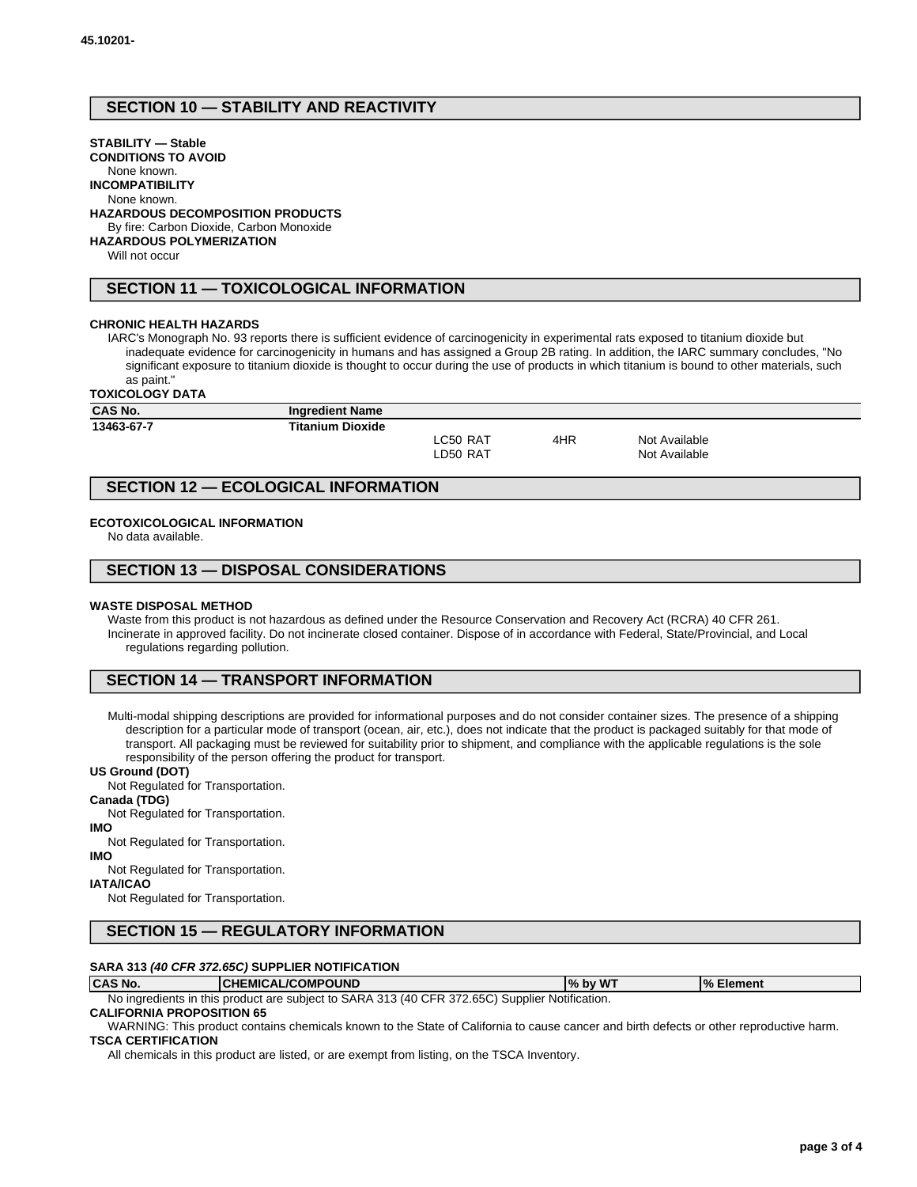## SECTION 10 — STABILITY AND REACTIVITY

**STABILITY — Stable**

**CONDITIONS TO AVOID**

None known.

**INCOMPATIBILITY**

None known.

**HAZARDOUS DECOMPOSITION PRODUCTS**

By fire: Carbon Dioxide, Carbon Monoxide

**HAZARDOUS POLYMERIZATION**

Will not occur

## SECTION 11 — TOXICOLOGICAL INFORMATION

**CHRONIC HEALTH HAZARDS**

IARC's Monograph No. 93 reports there is sufficient evidence of carcinogenicity in experimental rats exposed to titanium dioxide but inadequate evidence for carcinogenicity in humans and has assigned a Group 2B rating. In addition, the IARC summary concludes, "No significant exposure to titanium dioxide is thought to occur during the use of products in which titanium is bound to other materials, such as paint."

**TOXICOLOGY DATA**

| CAS No. | Ingredient Name | | | |
|---|---|---|---|---|
| 13463-67-7 | Titanium Dioxide | | | |
| | | LC50 RAT | 4HR | Not Available |
| | | LD50 RAT | | Not Available |

## SECTION 12 — ECOLOGICAL INFORMATION

**ECOTOXICOLOGICAL INFORMATION**

No data available.

## SECTION 13 — DISPOSAL CONSIDERATIONS

**WASTE DISPOSAL METHOD**

Waste from this product is not hazardous as defined under the Resource Conservation and Recovery Act (RCRA) 40 CFR 261.

Incinerate in approved facility. Do not incinerate closed container. Dispose of in accordance with Federal, State/Provincial, and Local regulations regarding pollution.

## SECTION 14 — TRANSPORT INFORMATION

Multi-modal shipping descriptions are provided for informational purposes and do not consider container sizes. The presence of a shipping description for a particular mode of transport (ocean, air, etc.), does not indicate that the product is packaged suitably for that mode of transport. All packaging must be reviewed for suitability prior to shipment, and compliance with the applicable regulations is the sole responsibility of the person offering the product for transport.

**US Ground (DOT)**

Not Regulated for Transportation.

**Canada (TDG)**

Not Regulated for Transportation.

**IMO**

Not Regulated for Transportation.

**IMO**

Not Regulated for Transportation.

**IATA/ICAO**

Not Regulated for Transportation.

## SECTION 15 — REGULATORY INFORMATION

**SARA 313 *(40 CFR 372.65C)* SUPPLIER NOTIFICATION**

| CAS No. | CHEMICAL/COMPOUND | % by WT | % Element |
|---|---|---|---|

No ingredients in this product are subject to SARA 313 (40 CFR 372.65C) Supplier Notification.

**CALIFORNIA PROPOSITION 65**

WARNING: This product contains chemicals known to the State of California to cause cancer and birth defects or other reproductive harm.

**TSCA CERTIFICATION**

All chemicals in this product are listed, or are exempt from listing, on the TSCA Inventory.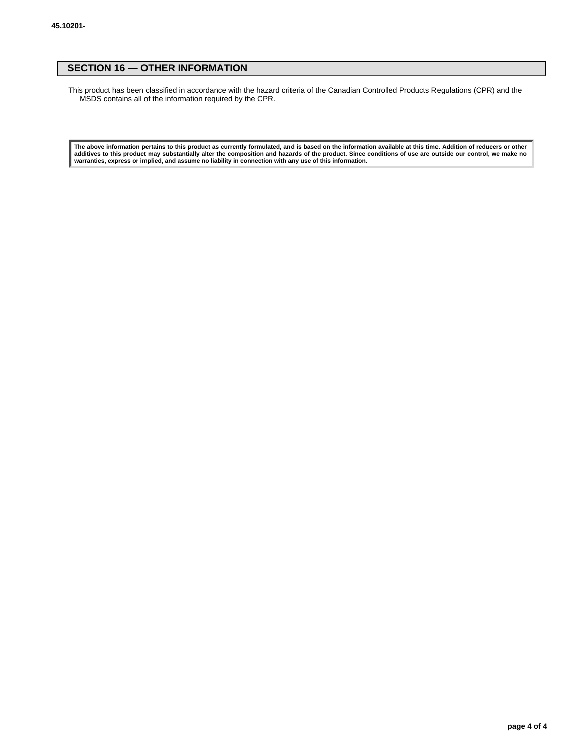## SECTION 16 — OTHER INFORMATION

This product has been classified in accordance with the hazard criteria of the Canadian Controlled Products Regulations (CPR) and the MSDS contains all of the information required by the CPR.

**The above information pertains to this product as currently formulated, and is based on the information available at this time. Addition of reducers or other additives to this product may substantially alter the composition and hazards of the product. Since conditions of use are outside our control, we make no warranties, express or implied, and assume no liability in connection with any use of this information.**